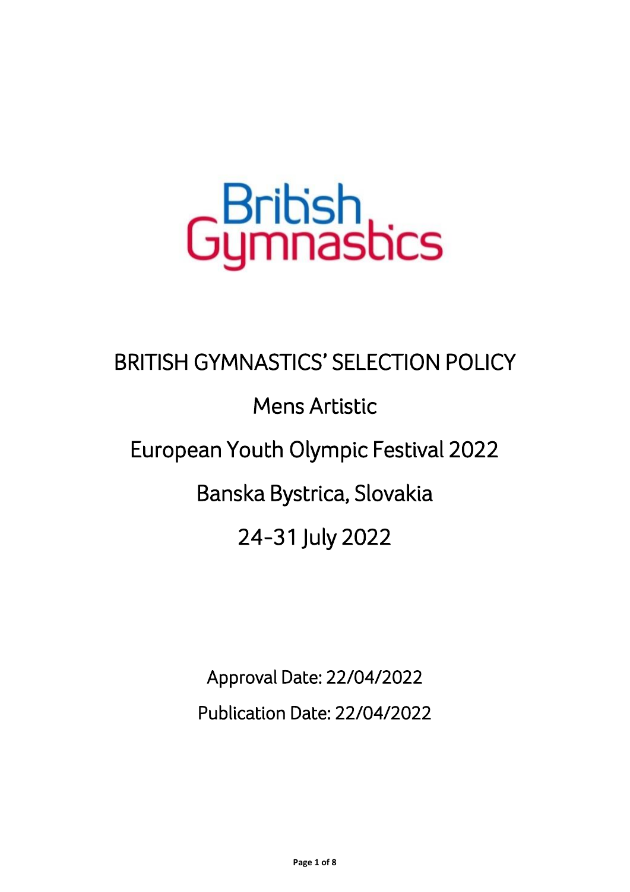British Gymnastics

# BRITISH GYMNASTICS' SELECTION POLICY

## Mens Artistic

## European Youth Olympic Festival 2022

## Banska Bystrica, Slovakia

## 24-31 July 2022

Approval Date: 22/04/2022

Publication Date: 22/04/2022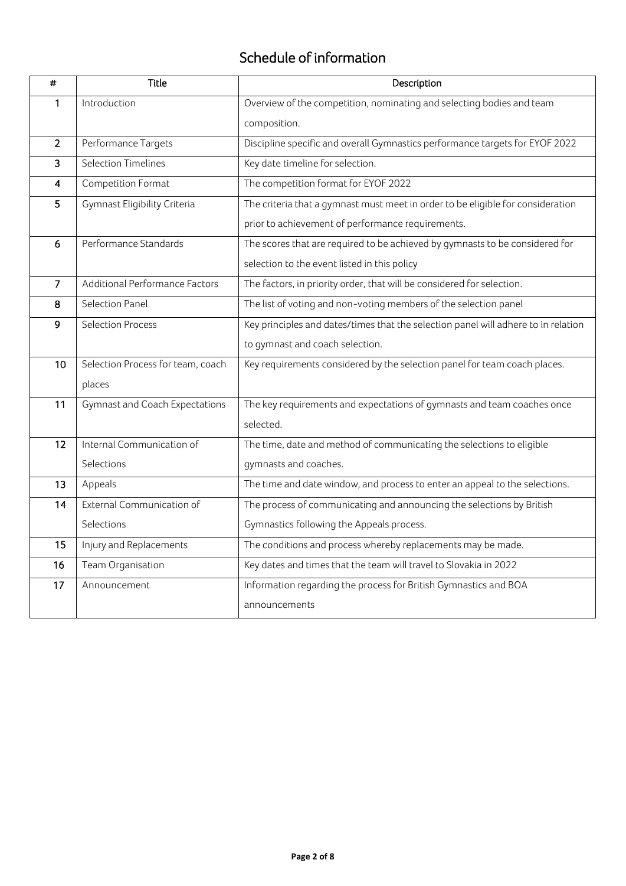# Schedule of information

| # | Title | Description |
|---|---|---|
| 1 | Introduction | Overview of the competition, nominating and selecting bodies and team composition. |
| 2 | Performance Targets | Discipline specific and overall Gymnastics performance targets for EYOF 2022 |
| 3 | Selection Timelines | Key date timeline for selection. |
| 4 | Competition Format | The competition format for EYOF 2022 |
| 5 | Gymnast Eligibility Criteria | The criteria that a gymnast must meet in order to be eligible for consideration prior to achievement of performance requirements. |
| 6 | Performance Standards | The scores that are required to be achieved by gymnasts to be considered for selection to the event listed in this policy |
| 7 | Additional Performance Factors | The factors, in priority order, that will be considered for selection. |
| 8 | Selection Panel | The list of voting and non-voting members of the selection panel |
| 9 | Selection Process | Key principles and dates/times that the selection panel will adhere to in relation to gymnast and coach selection. |
| 10 | Selection Process for team, coach places | Key requirements considered by the selection panel for team coach places. |
| 11 | Gymnast and Coach Expectations | The key requirements and expectations of gymnasts and team coaches once selected. |
| 12 | Internal Communication of Selections | The time, date and method of communicating the selections to eligible gymnasts and coaches. |
| 13 | Appeals | The time and date window, and process to enter an appeal to the selections. |
| 14 | External Communication of Selections | The process of communicating and announcing the selections by British Gymnastics following the Appeals process. |
| 15 | Injury and Replacements | The conditions and process whereby replacements may be made. |
| 16 | Team Organisation | Key dates and times that the team will travel to Slovakia in 2022 |
| 17 | Announcement | Information regarding the process for British Gymnastics and BOA announcements |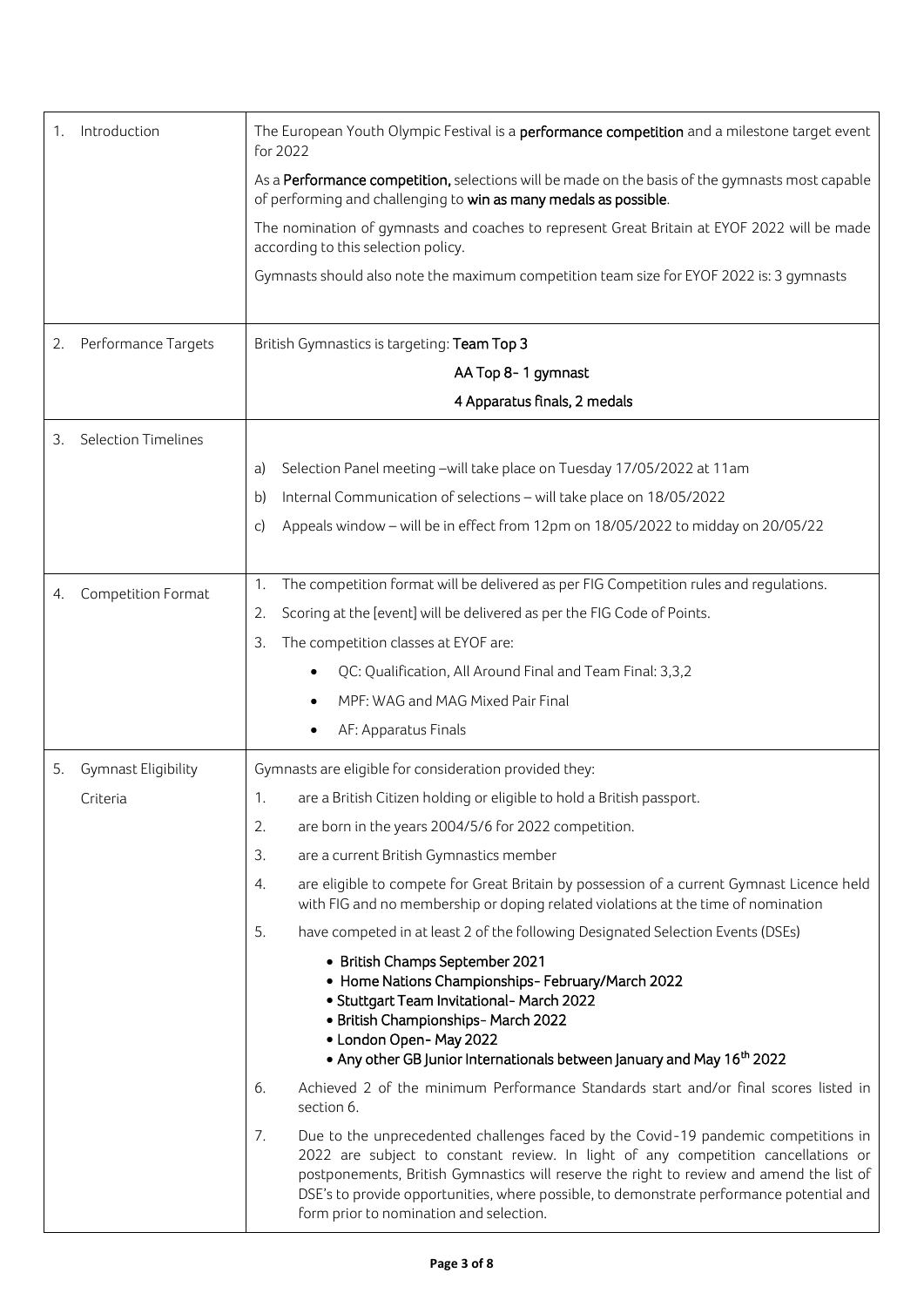| | |
|---|---|
| 1. Introduction | The European Youth Olympic Festival is a **performance competition** and a milestone target event for 2022<br><br>As a **Performance competition,** selections will be made on the basis of the gymnasts most capable of performing and challenging to **win as many medals as possible**.<br><br>The nomination of gymnasts and coaches to represent Great Britain at EYOF 2022 will be made according to this selection policy.<br><br>Gymnasts should also note the maximum competition team size for EYOF 2022 is: 3 gymnasts |
| 2. Performance Targets | British Gymnastics is targeting: **Team Top 3**<br>**AA Top 8- 1 gymnast**<br>**4 Apparatus finals, 2 medals** |
| 3. Selection Timelines | a) Selection Panel meeting –will take place on Tuesday 17/05/2022 at 11am<br>b) Internal Communication of selections – will take place on 18/05/2022<br>c) Appeals window – will be in effect from 12pm on 18/05/2022 to midday on 20/05/22 |
| 4. Competition Format | 1. The competition format will be delivered as per FIG Competition rules and regulations.<br>2. Scoring at the [event] will be delivered as per the FIG Code of Points.<br>3. The competition classes at EYOF are:<br>• QC: Qualification, All Around Final and Team Final: 3,3,2<br>• MPF: WAG and MAG Mixed Pair Final<br>• AF: Apparatus Finals |
| 5. Gymnast Eligibility Criteria | Gymnasts are eligible for consideration provided they:<br>1. are a British Citizen holding or eligible to hold a British passport.<br>2. are born in the years 2004/5/6 for 2022 competition.<br>3. are a current British Gymnastics member<br>4. are eligible to compete for Great Britain by possession of a current Gymnast Licence held with FIG and no membership or doping related violations at the time of nomination<br>5. have competed in at least 2 of the following Designated Selection Events (DSEs)<br>• **British Champs September 2021**<br>• **Home Nations Championships- February/March 2022**<br>• **Stuttgart Team Invitational- March 2022**<br>• **British Championships- March 2022**<br>• **London Open- May 2022**<br>• **Any other GB Junior Internationals between January and May 16th 2022**<br>6. Achieved 2 of the minimum Performance Standards start and/or final scores listed in section 6.<br>7. Due to the unprecedented challenges faced by the Covid-19 pandemic competitions in 2022 are subject to constant review. In light of any competition cancellations or postponements, British Gymnastics will reserve the right to review and amend the list of DSE's to provide opportunities, where possible, to demonstrate performance potential and form prior to nomination and selection. |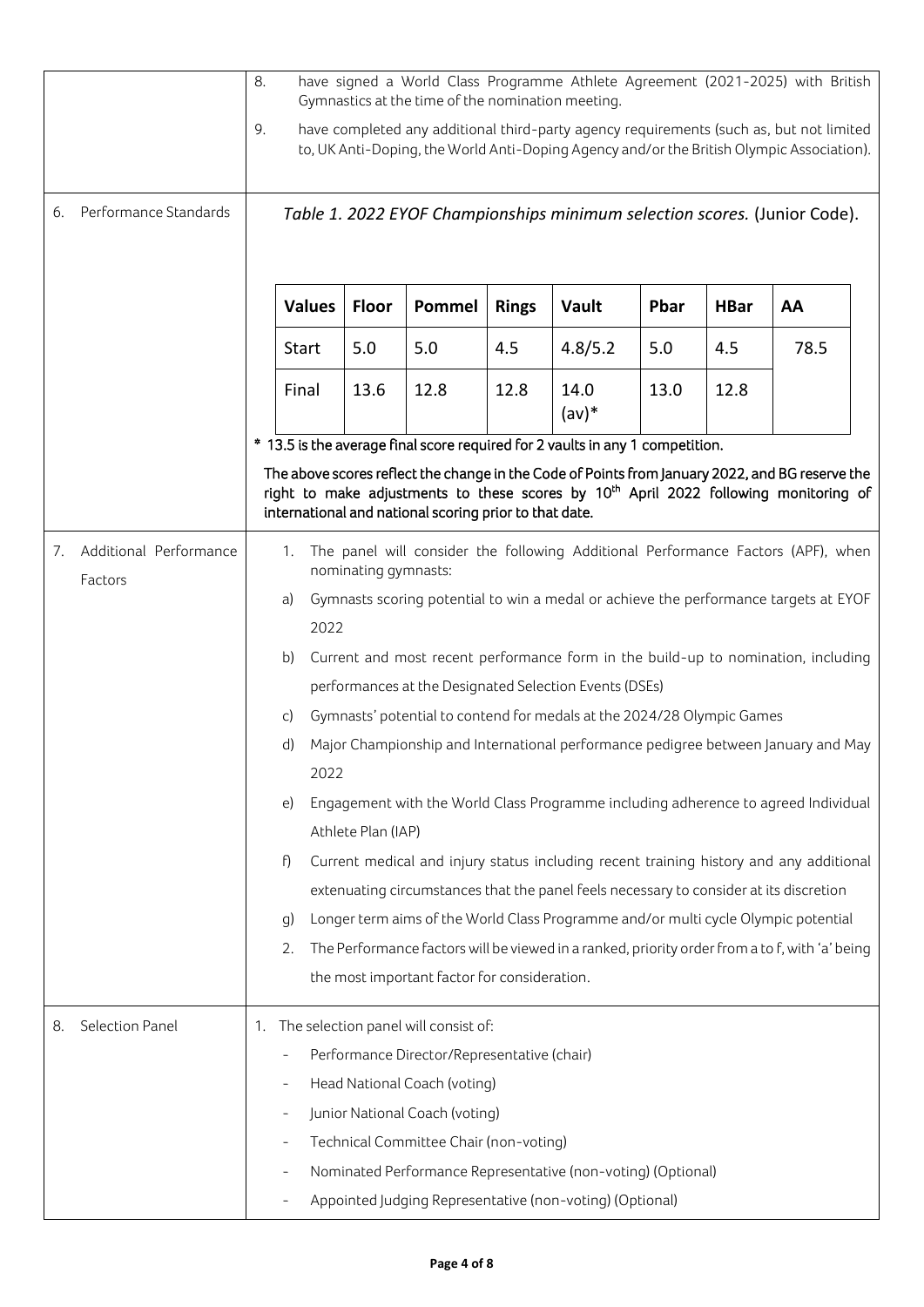8. have signed a World Class Programme Athlete Agreement (2021-2025) with British Gymnastics at the time of the nomination meeting.
9. have completed any additional third-party agency requirements (such as, but not limited to, UK Anti-Doping, the World Anti-Doping Agency and/or the British Olympic Association).

## 6. Performance Standards

*Table 1. 2022 EYOF Championships minimum selection scores.* (Junior Code).

| Values | Floor | Pommel | Rings | Vault | Pbar | HBar | AA |
|---|---|---|---|---|---|---|---|
| Start | 5.0 | 5.0 | 4.5 | 4.8/5.2 | 5.0 | 4.5 | 78.5 |
| Final | 13.6 | 12.8 | 12.8 | 14.0 (av)* | 13.0 | 12.8 | |

\* 13.5 is the average final score required for 2 vaults in any 1 competition.

**The above scores reflect the change in the Code of Points from January 2022, and BG reserve the right to make adjustments to these scores by 10th April 2022 following monitoring of international and national scoring prior to that date.**

## 7. Additional Performance Factors

1. The panel will consider the following Additional Performance Factors (APF), when nominating gymnasts:

a) Gymnasts scoring potential to win a medal or achieve the performance targets at EYOF 2022

b) Current and most recent performance form in the build-up to nomination, including performances at the Designated Selection Events (DSEs)

c) Gymnasts' potential to contend for medals at the 2024/28 Olympic Games

d) Major Championship and International performance pedigree between January and May 2022

e) Engagement with the World Class Programme including adherence to agreed Individual Athlete Plan (IAP)

f) Current medical and injury status including recent training history and any additional extenuating circumstances that the panel feels necessary to consider at its discretion

g) Longer term aims of the World Class Programme and/or multi cycle Olympic potential

2. The Performance factors will be viewed in a ranked, priority order from a to f, with 'a' being the most important factor for consideration.

## 8. Selection Panel

1. The selection panel will consist of:
   - Performance Director/Representative (chair)
   - Head National Coach (voting)
   - Junior National Coach (voting)
   - Technical Committee Chair (non-voting)
   - Nominated Performance Representative (non-voting) (Optional)
   - Appointed Judging Representative (non-voting) (Optional)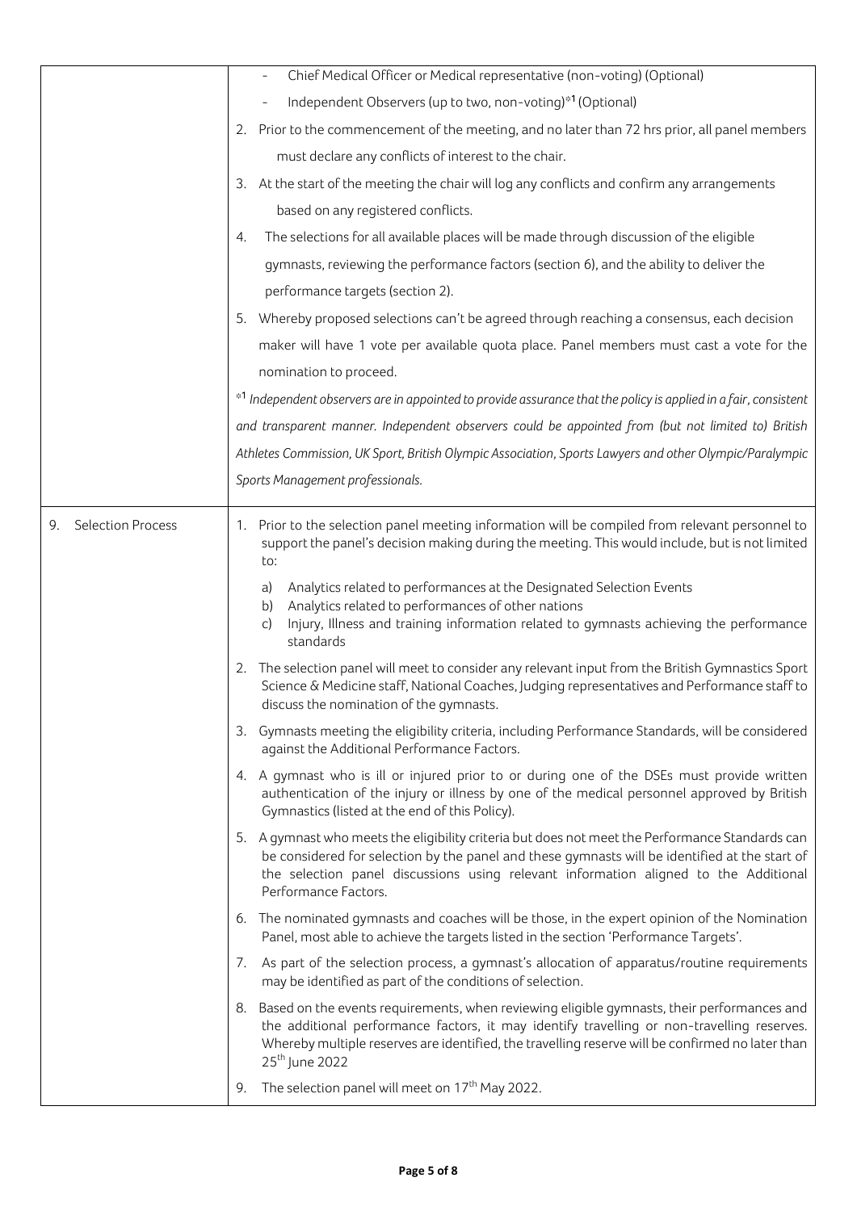| | |
|---|---|
| | - Chief Medical Officer or Medical representative (non-voting) (Optional)<br>- Independent Observers (up to two, non-voting)*[1] (Optional)<br>2. Prior to the commencement of the meeting, and no later than 72 hrs prior, all panel members must declare any conflicts of interest to the chair.<br>3. At the start of the meeting the chair will log any conflicts and confirm any arrangements based on any registered conflicts.<br>4. The selections for all available places will be made through discussion of the eligible gymnasts, reviewing the performance factors (section 6), and the ability to deliver the performance targets (section 2).<br>5. Whereby proposed selections can't be agreed through reaching a consensus, each decision maker will have 1 vote per available quota place. Panel members must cast a vote for the nomination to proceed.<br>*[1] *Independent observers are in appointed to provide assurance that the policy is applied in a fair, consistent and transparent manner. Independent observers could be appointed from (but not limited to) British Athletes Commission, UK Sport, British Olympic Association, Sports Lawyers and other Olympic/Paralympic Sports Management professionals.* |
| 9. Selection Process | 1. Prior to the selection panel meeting information will be compiled from relevant personnel to support the panel's decision making during the meeting. This would include, but is not limited to:<br>a) Analytics related to performances at the Designated Selection Events<br>b) Analytics related to performances of other nations<br>c) Injury, Illness and training information related to gymnasts achieving the performance standards<br>2. The selection panel will meet to consider any relevant input from the British Gymnastics Sport Science & Medicine staff, National Coaches, Judging representatives and Performance staff to discuss the nomination of the gymnasts.<br>3. Gymnasts meeting the eligibility criteria, including Performance Standards, will be considered against the Additional Performance Factors.<br>4. A gymnast who is ill or injured prior to or during one of the DSEs must provide written authentication of the injury or illness by one of the medical personnel approved by British Gymnastics (listed at the end of this Policy).<br>5. A gymnast who meets the eligibility criteria but does not meet the Performance Standards can be considered for selection by the panel and these gymnasts will be identified at the start of the selection panel discussions using relevant information aligned to the Additional Performance Factors.<br>6. The nominated gymnasts and coaches will be those, in the expert opinion of the Nomination Panel, most able to achieve the targets listed in the section 'Performance Targets'.<br>7. As part of the selection process, a gymnast's allocation of apparatus/routine requirements may be identified as part of the conditions of selection.<br>8. Based on the events requirements, when reviewing eligible gymnasts, their performances and the additional performance factors, it may identify travelling or non-travelling reserves. Whereby multiple reserves are identified, the travelling reserve will be confirmed no later than 25th June 2022<br>9. The selection panel will meet on 17th May 2022. |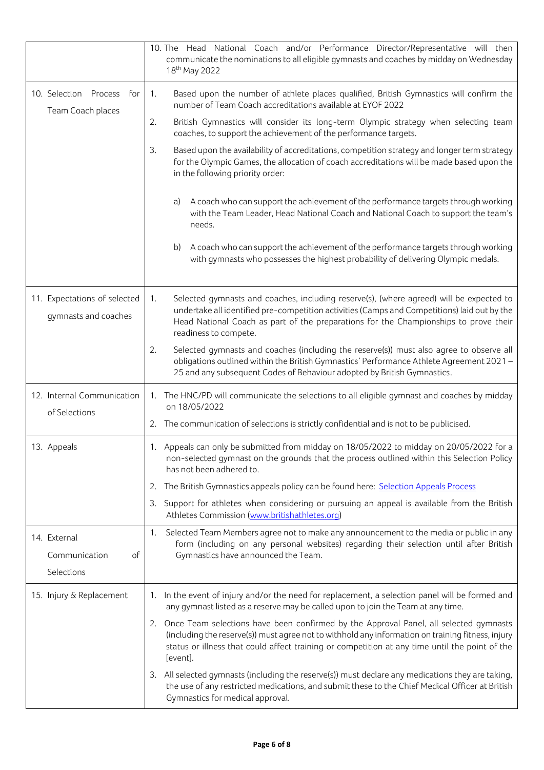| | |
|---|---|
| | 10. The Head National Coach and/or Performance Director/Representative will then communicate the nominations to all eligible gymnasts and coaches by midday on Wednesday 18th May 2022 |
| 10. Selection Process for Team Coach places | 1. Based upon the number of athlete places qualified, British Gymnastics will confirm the number of Team Coach accreditations available at EYOF 2022<br>2. British Gymnastics will consider its long-term Olympic strategy when selecting team coaches, to support the achievement of the performance targets.<br>3. Based upon the availability of accreditations, competition strategy and longer term strategy for the Olympic Games, the allocation of coach accreditations will be made based upon the in the following priority order:<br>a) A coach who can support the achievement of the performance targets through working with the Team Leader, Head National Coach and National Coach to support the team's needs.<br>b) A coach who can support the achievement of the performance targets through working with gymnasts who possesses the highest probability of delivering Olympic medals. |
| 11. Expectations of selected gymnasts and coaches | 1. Selected gymnasts and coaches, including reserve(s), (where agreed) will be expected to undertake all identified pre-competition activities (Camps and Competitions) laid out by the Head National Coach as part of the preparations for the Championships to prove their readiness to compete.<br>2. Selected gymnasts and coaches (including the reserve(s)) must also agree to observe all obligations outlined within the British Gymnastics' Performance Athlete Agreement 2021 – 25 and any subsequent Codes of Behaviour adopted by British Gymnastics. |
| 12. Internal Communication of Selections | 1. The HNC/PD will communicate the selections to all eligible gymnast and coaches by midday on 18/05/2022<br>2. The communication of selections is strictly confidential and is not to be publicised. |
| 13. Appeals | 1. Appeals can only be submitted from midday on 18/05/2022 to midday on 20/05/2022 for a non-selected gymnast on the grounds that the process outlined within this Selection Policy has not been adhered to.<br>2. The British Gymnastics appeals policy can be found here: Selection Appeals Process<br>3. Support for athletes when considering or pursuing an appeal is available from the British Athletes Commission (www.britishathletes.org) |
| 14. External Communication of Selections | 1. Selected Team Members agree not to make any announcement to the media or public in any form (including on any personal websites) regarding their selection until after British Gymnastics have announced the Team. |
| 15. Injury & Replacement | 1. In the event of injury and/or the need for replacement, a selection panel will be formed and any gymnast listed as a reserve may be called upon to join the Team at any time.<br>2. Once Team selections have been confirmed by the Approval Panel, all selected gymnasts (including the reserve(s)) must agree not to withhold any information on training fitness, injury status or illness that could affect training or competition at any time until the point of the [event].<br>3. All selected gymnasts (including the reserve(s)) must declare any medications they are taking, the use of any restricted medications, and submit these to the Chief Medical Officer at British Gymnastics for medical approval. |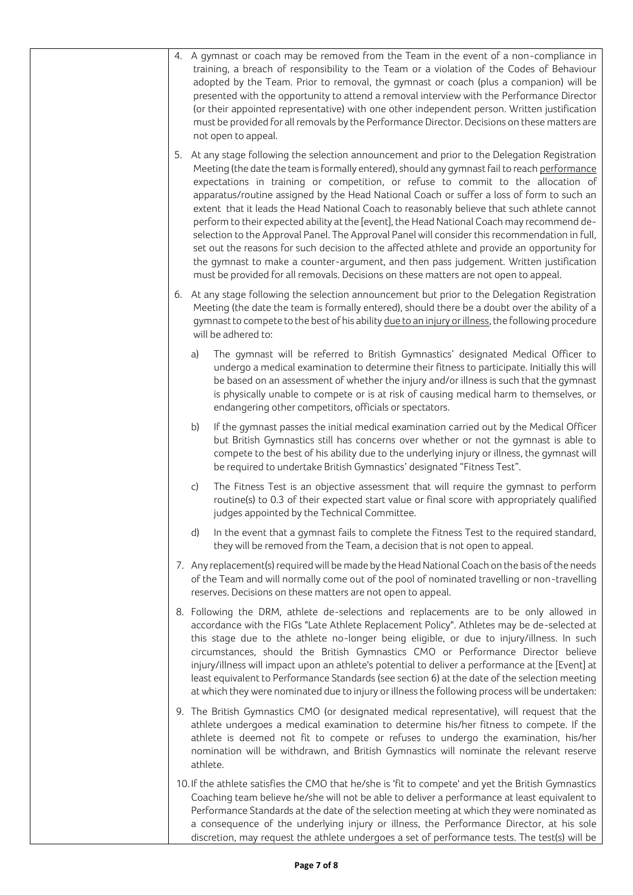4. A gymnast or coach may be removed from the Team in the event of a non-compliance in training, a breach of responsibility to the Team or a violation of the Codes of Behaviour adopted by the Team. Prior to removal, the gymnast or coach (plus a companion) will be presented with the opportunity to attend a removal interview with the Performance Director (or their appointed representative) with one other independent person. Written justification must be provided for all removals by the Performance Director. Decisions on these matters are not open to appeal.

5. At any stage following the selection announcement and prior to the Delegation Registration Meeting (the date the team is formally entered), should any gymnast fail to reach performance expectations in training or competition, or refuse to commit to the allocation of apparatus/routine assigned by the Head National Coach or suffer a loss of form to such an extent that it leads the Head National Coach to reasonably believe that such athlete cannot perform to their expected ability at the [event], the Head National Coach may recommend de-selection to the Approval Panel. The Approval Panel will consider this recommendation in full, set out the reasons for such decision to the affected athlete and provide an opportunity for the gymnast to make a counter-argument, and then pass judgement. Written justification must be provided for all removals. Decisions on these matters are not open to appeal.

6. At any stage following the selection announcement but prior to the Delegation Registration Meeting (the date the team is formally entered), should there be a doubt over the ability of a gymnast to compete to the best of his ability due to an injury or illness, the following procedure will be adhered to:

   a) The gymnast will be referred to British Gymnastics' designated Medical Officer to undergo a medical examination to determine their fitness to participate. Initially this will be based on an assessment of whether the injury and/or illness is such that the gymnast is physically unable to compete or is at risk of causing medical harm to themselves, or endangering other competitors, officials or spectators.

   b) If the gymnast passes the initial medical examination carried out by the Medical Officer but British Gymnastics still has concerns over whether or not the gymnast is able to compete to the best of his ability due to the underlying injury or illness, the gymnast will be required to undertake British Gymnastics' designated "Fitness Test".

   c) The Fitness Test is an objective assessment that will require the gymnast to perform routine(s) to 0.3 of their expected start value or final score with appropriately qualified judges appointed by the Technical Committee.

   d) In the event that a gymnast fails to complete the Fitness Test to the required standard, they will be removed from the Team, a decision that is not open to appeal.

7. Any replacement(s) required will be made by the Head National Coach on the basis of the needs of the Team and will normally come out of the pool of nominated travelling or non-travelling reserves. Decisions on these matters are not open to appeal.

8. Following the DRM, athlete de-selections and replacements are to be only allowed in accordance with the FIGs "Late Athlete Replacement Policy". Athletes may be de-selected at this stage due to the athlete no-longer being eligible, or due to injury/illness. In such circumstances, should the British Gymnastics CMO or Performance Director believe injury/illness will impact upon an athlete's potential to deliver a performance at the [Event] at least equivalent to Performance Standards (see section 6) at the date of the selection meeting at which they were nominated due to injury or illness the following process will be undertaken:

9. The British Gymnastics CMO (or designated medical representative), will request that the athlete undergoes a medical examination to determine his/her fitness to compete. If the athlete is deemed not fit to compete or refuses to undergo the examination, his/her nomination will be withdrawn, and British Gymnastics will nominate the relevant reserve athlete.

10. If the athlete satisfies the CMO that he/she is 'fit to compete' and yet the British Gymnastics Coaching team believe he/she will not be able to deliver a performance at least equivalent to Performance Standards at the date of the selection meeting at which they were nominated as a consequence of the underlying injury or illness, the Performance Director, at his sole discretion, may request the athlete undergoes a set of performance tests. The test(s) will be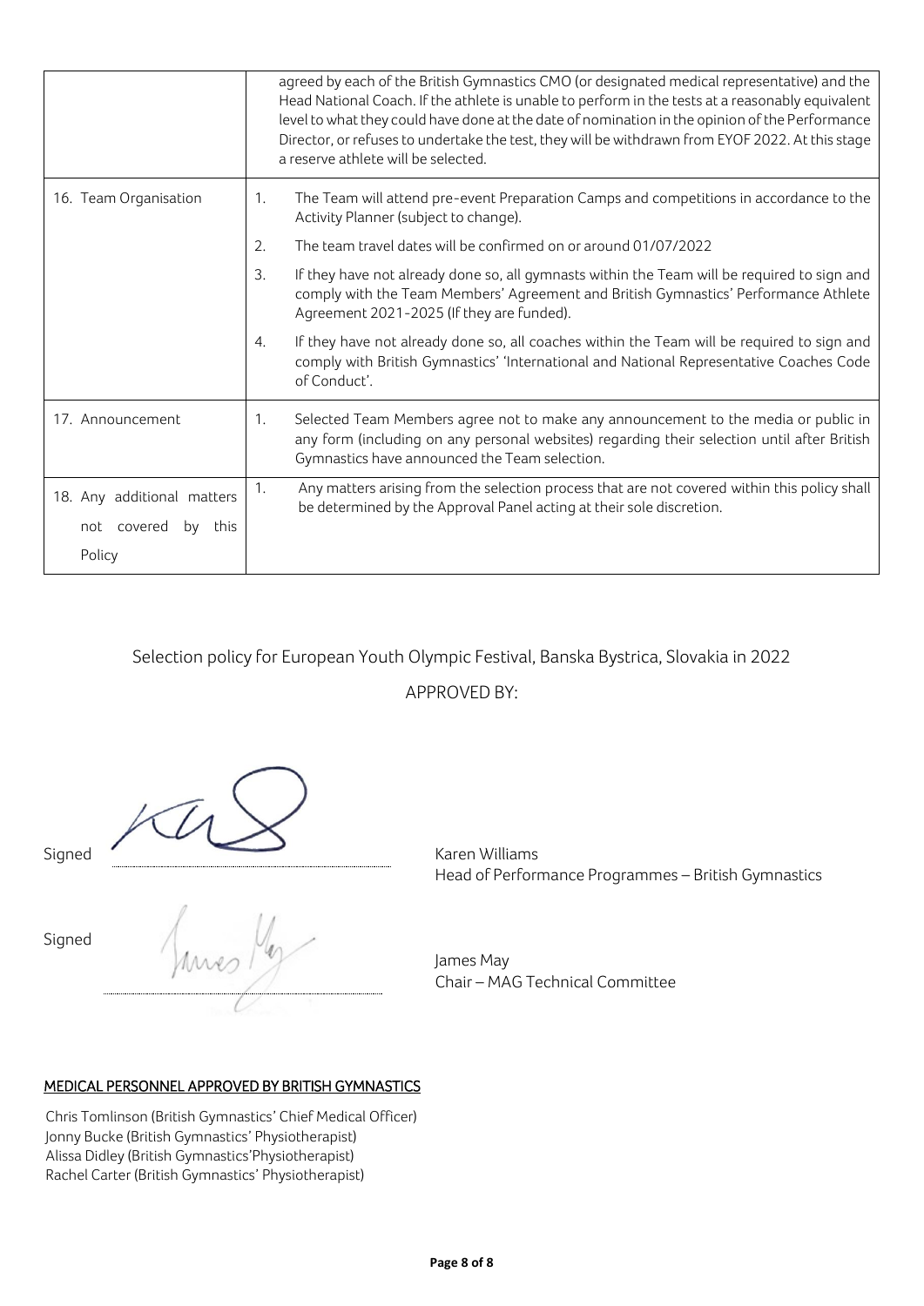| | |
|---|---|
| | agreed by each of the British Gymnastics CMO (or designated medical representative) and the Head National Coach. If the athlete is unable to perform in the tests at a reasonably equivalent level to what they could have done at the date of nomination in the opinion of the Performance Director, or refuses to undertake the test, they will be withdrawn from EYOF 2022. At this stage a reserve athlete will be selected. |
| 16. Team Organisation | 1. The Team will attend pre-event Preparation Camps and competitions in accordance to the Activity Planner (subject to change).<br>2. The team travel dates will be confirmed on or around 01/07/2022<br>3. If they have not already done so, all gymnasts within the Team will be required to sign and comply with the Team Members' Agreement and British Gymnastics' Performance Athlete Agreement 2021-2025 (If they are funded).<br>4. If they have not already done so, all coaches within the Team will be required to sign and comply with British Gymnastics' 'International and National Representative Coaches Code of Conduct'. |
| 17. Announcement | 1. Selected Team Members agree not to make any announcement to the media or public in any form (including on any personal websites) regarding their selection until after British Gymnastics have announced the Team selection. |
| 18. Any additional matters not covered by this Policy | 1. Any matters arising from the selection process that are not covered within this policy shall be determined by the Approval Panel acting at their sole discretion. |

Selection policy for European Youth Olympic Festival, Banska Bystrica, Slovakia in 2022

APPROVED BY:

Signed ............................................ Karen Williams
Head of Performance Programmes – British Gymnastics

Signed ............................................ James May
Chair – MAG Technical Committee

**MEDICAL PERSONNEL APPROVED BY BRITISH GYMNASTICS**

Chris Tomlinson (British Gymnastics' Chief Medical Officer)
Jonny Bucke (British Gymnastics' Physiotherapist)
Alissa Didley (British Gymnastics'Physiotherapist)
Rachel Carter (British Gymnastics' Physiotherapist)